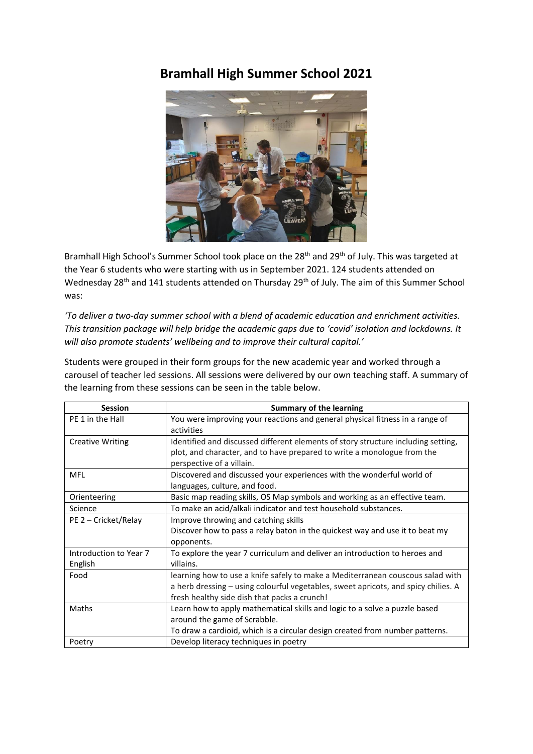# Bramhall High Summer School 2021

Bramhall High School's Summer School took place on the 28th and 29th of July. This was targeted at the Year 6 students who were starting with us in September 2021. 124 students attended on Wednesday 28th and 141 students attended on Thursday 29th of July. The aim of this Summer School was:

*'To deliver a two-day summer school with a blend of academic education and enrichment activities. This transition package will help bridge the academic gaps due to 'covid' isolation and lockdowns. It will also promote students' wellbeing and to improve their cultural capital.'*

Students were grouped in their form groups for the new academic year and worked through a carousel of teacher led sessions. All sessions were delivered by our own teaching staff. A summary of the learning from these sessions can be seen in the table below.

| Session | Summary of the learning |
|---|---|
| PE 1 in the Hall | You were improving your reactions and general physical fitness in a range of activities |
| Creative Writing | Identified and discussed different elements of story structure including setting, plot, and character, and to have prepared to write a monologue from the perspective of a villain. |
| MFL | Discovered and discussed your experiences with the wonderful world of languages, culture, and food. |
| Orienteering | Basic map reading skills, OS Map symbols and working as an effective team. |
| Science | To make an acid/alkali indicator and test household substances. |
| PE 2 – Cricket/Relay | Improve throwing and catching skills<br>Discover how to pass a relay baton in the quickest way and use it to beat my opponents. |
| Introduction to Year 7 English | To explore the year 7 curriculum and deliver an introduction to heroes and villains. |
| Food | learning how to use a knife safely to make a Mediterranean couscous salad with a herb dressing – using colourful vegetables, sweet apricots, and spicy chilies. A fresh healthy side dish that packs a crunch! |
| Maths | Learn how to apply mathematical skills and logic to a solve a puzzle based around the game of Scrabble.<br>To draw a cardioid, which is a circular design created from number patterns. |
| Poetry | Develop literacy techniques in poetry |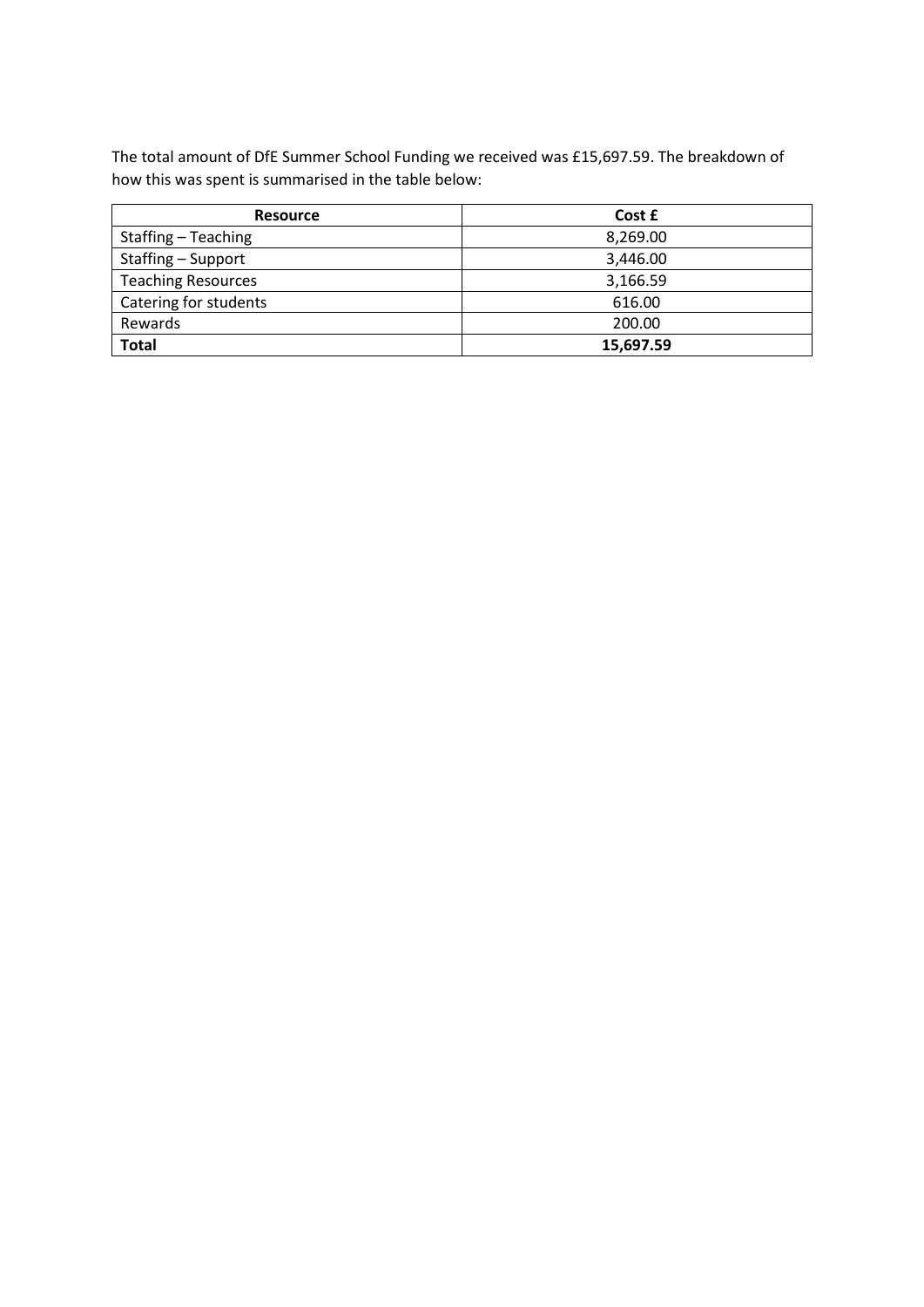The total amount of DfE Summer School Funding we received was £15,697.59. The breakdown of how this was spent is summarised in the table below:

| Resource | Cost £ |
|---|---|
| Staffing – Teaching | 8,269.00 |
| Staffing – Support | 3,446.00 |
| Teaching Resources | 3,166.59 |
| Catering for students | 616.00 |
| Rewards | 200.00 |
| **Total** | **15,697.59** |